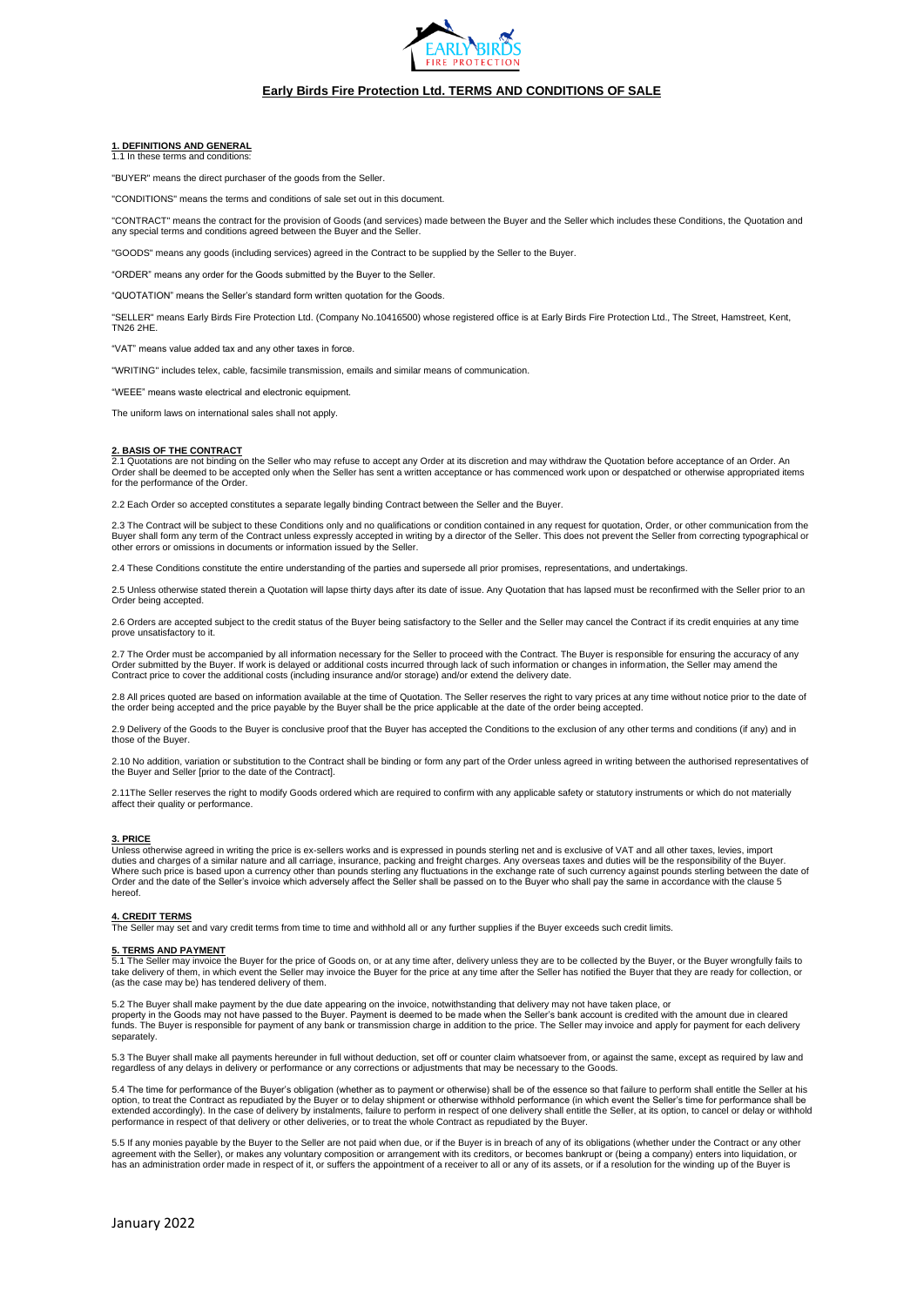# Early Birds Fire Protection Ltd. TERMS AND CONDITIONS OF SALE

## 1. DEFINITIONS AND GENERAL

1.1 In these terms and conditions:

"BUYER" means the direct purchaser of the goods from the Seller.

"CONDITIONS" means the terms and conditions of sale set out in this document.

"CONTRACT" means the contract for the provision of Goods (and services) made between the Buyer and the Seller which includes these Conditions, the Quotation and any special terms and conditions agreed between the Buyer and the Seller.

"GOODS" means any goods (including services) agreed in the Contract to be supplied by the Seller to the Buyer.

"ORDER" means any order for the Goods submitted by the Buyer to the Seller.

"QUOTATION" means the Seller's standard form written quotation for the Goods.

"SELLER" means Early Birds Fire Protection Ltd. (Company No.10416500) whose registered office is at Early Birds Fire Protection Ltd., The Street, Hamstreet, Kent, TN26 2HE.

"VAT" means value added tax and any other taxes in force.

"WRITING" includes telex, cable, facsimile transmission, emails and similar means of communication.

"WEEE" means waste electrical and electronic equipment.

The uniform laws on international sales shall not apply.

## 2. BASIS OF THE CONTRACT

2.1 Quotations are not binding on the Seller who may refuse to accept any Order at its discretion and may withdraw the Quotation before acceptance of an Order. An Order shall be deemed to be accepted only when the Seller has sent a written acceptance or has commenced work upon or despatched or otherwise appropriated items for the performance of the Order.

2.2 Each Order so accepted constitutes a separate legally binding Contract between the Seller and the Buyer.

2.3 The Contract will be subject to these Conditions only and no qualifications or condition contained in any request for quotation, Order, or other communication from the Buyer shall form any term of the Contract unless expressly accepted in writing by a director of the Seller. This does not prevent the Seller from correcting typographical or other errors or omissions in documents or information issued by the Seller.

2.4 These Conditions constitute the entire understanding of the parties and supersede all prior promises, representations, and undertakings.

2.5 Unless otherwise stated therein a Quotation will lapse thirty days after its date of issue. Any Quotation that has lapsed must be reconfirmed with the Seller prior to an Order being accepted.

2.6 Orders are accepted subject to the credit status of the Buyer being satisfactory to the Seller and the Seller may cancel the Contract if its credit enquiries at any time prove unsatisfactory to it.

2.7 The Order must be accompanied by all information necessary for the Seller to proceed with the Contract. The Buyer is responsible for ensuring the accuracy of any Order submitted by the Buyer. If work is delayed or additional costs incurred through lack of such information or changes in information, the Seller may amend the Contract price to cover the additional costs (including insurance and/or storage) and/or extend the delivery date.

2.8 All prices quoted are based on information available at the time of Quotation. The Seller reserves the right to vary prices at any time without notice prior to the date of the order being accepted and the price payable by the Buyer shall be the price applicable at the date of the order being accepted.

2.9 Delivery of the Goods to the Buyer is conclusive proof that the Buyer has accepted the Conditions to the exclusion of any other terms and conditions (if any) and in those of the Buyer.

2.10 No addition, variation or substitution to the Contract shall be binding or form any part of the Order unless agreed in writing between the authorised representatives of the Buyer and Seller [prior to the date of the Contract].

2.11The Seller reserves the right to modify Goods ordered which are required to confirm with any applicable safety or statutory instruments or which do not materially affect their quality or performance.

## 3. PRICE

Unless otherwise agreed in writing the price is ex-sellers works and is expressed in pounds sterling net and is exclusive of VAT and all other taxes, levies, import duties and charges of a similar nature and all carriage, insurance, packing and freight charges. Any overseas taxes and duties will be the responsibility of the Buyer. Where such price is based upon a currency other than pounds sterling any fluctuations in the exchange rate of such currency against pounds sterling between the date of Order and the date of the Seller's invoice which adversely affect the Seller shall be passed on to the Buyer who shall pay the same in accordance with the clause 5 hereof.

## 4. CREDIT TERMS

The Seller may set and vary credit terms from time to time and withhold all or any further supplies if the Buyer exceeds such credit limits.

## 5. TERMS AND PAYMENT

5.1 The Seller may invoice the Buyer for the price of Goods on, or at any time after, delivery unless they are to be collected by the Buyer, or the Buyer wrongfully fails to take delivery of them, in which event the Seller may invoice the Buyer for the price at any time after the Seller has notified the Buyer that they are ready for collection, or (as the case may be) has tendered delivery of them.

5.2 The Buyer shall make payment by the due date appearing on the invoice, notwithstanding that delivery may not have taken place, or property in the Goods may not have passed to the Buyer. Payment is deemed to be made when the Seller's bank account is credited with the amount due in cleared funds. The Buyer is responsible for payment of any bank or transmission charge in addition to the price. The Seller may invoice and apply for payment for each delivery separately.

5.3 The Buyer shall make all payments hereunder in full without deduction, set off or counter claim whatsoever from, or against the same, except as required by law and regardless of any delays in delivery or performance or any corrections or adjustments that may be necessary to the Goods.

5.4 The time for performance of the Buyer's obligation (whether as to payment or otherwise) shall be of the essence so that failure to perform shall entitle the Seller at his option, to treat the Contract as repudiated by the Buyer or to delay shipment or otherwise withhold performance (in which event the Seller's time for performance shall be extended accordingly). In the case of delivery by instalments, failure to perform in respect of one delivery shall entitle the Seller, at its option, to cancel or delay or withhold performance in respect of that delivery or other deliveries, or to treat the whole Contract as repudiated by the Buyer.

5.5 If any monies payable by the Buyer to the Seller are not paid when due, or if the Buyer is in breach of any of its obligations (whether under the Contract or any other agreement with the Seller), or makes any voluntary composition or arrangement with its creditors, or becomes bankrupt or (being a company) enters into liquidation, or has an administration order made in respect of it, or suffers the appointment of a receiver to all or any of its assets, or if a resolution for the winding up of the Buyer is

January 2022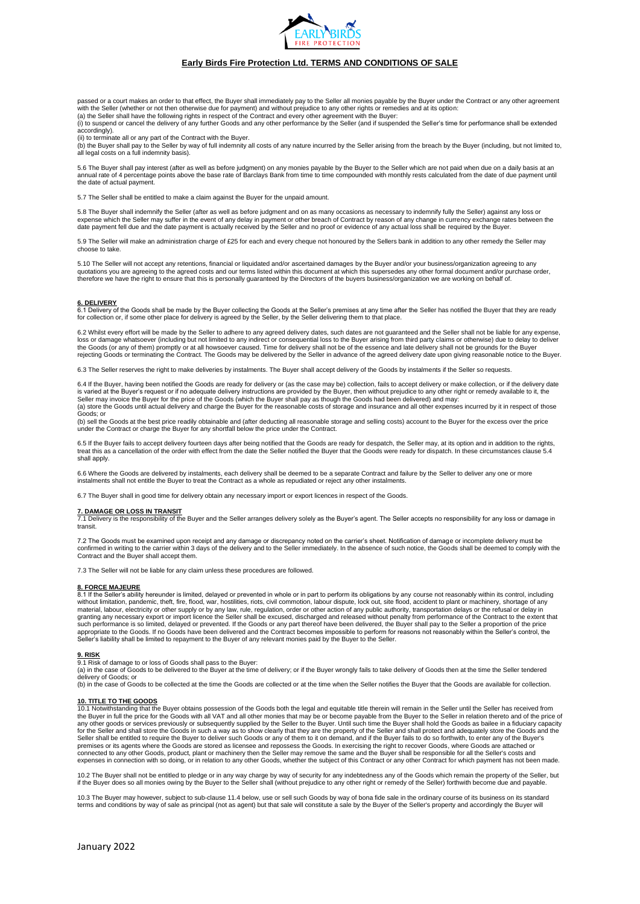passed or a court makes an order to that effect, the Buyer shall immediately pay to the Seller all monies payable by the Buyer under the Contract or any other agreement with the Seller (whether or not then otherwise due for payment) and without prejudice to any other rights or remedies and at its option:

(a) the Seller shall have the following rights in respect of the Contract and every other agreement with the Buyer:

(i) to suspend or cancel the delivery of any further Goods and any other performance by the Seller (and if suspended the Seller's time for performance shall be extended accordingly).

(ii) to terminate all or any part of the Contract with the Buyer.

(b) the Buyer shall pay to the Seller by way of full indemnity all costs of any nature incurred by the Seller arising from the breach by the Buyer (including, but not limited to, all legal costs on a full indemnity basis).

5.6 The Buyer shall pay interest (after as well as before judgment) on any monies payable by the Buyer to the Seller which are not paid when due on a daily basis at an annual rate of 4 percentage points above the base rate of Barclays Bank from time to time compounded with monthly rests calculated from the date of due payment until the date of actual payment.

5.7 The Seller shall be entitled to make a claim against the Buyer for the unpaid amount.

5.8 The Buyer shall indemnify the Seller (after as well as before judgment and on as many occasions as necessary to indemnify fully the Seller) against any loss or expense which the Seller may suffer in the event of any delay in payment or other breach of Contract by reason of any change in currency exchange rates between the date payment fell due and the date payment is actually received by the Seller and no proof or evidence of any actual loss shall be required by the Buyer.

5.9 The Seller will make an administration charge of £25 for each and every cheque not honoured by the Sellers bank in addition to any other remedy the Seller may choose to take.

5.10 The Seller will not accept any retentions, financial or liquidated and/or ascertained damages by the Buyer and/or your business/organization agreeing to any quotations you are agreeing to the agreed costs and our terms listed within this document at which this supersedes any other formal document and/or purchase order, therefore we have the right to ensure that this is personally guaranteed by the Directors of the buyers business/organization we are working on behalf of.

## 6. DELIVERY

6.1 Delivery of the Goods shall be made by the Buyer collecting the Goods at the Seller's premises at any time after the Seller has notified the Buyer that they are ready for collection or, if some other place for delivery is agreed by the Seller, by the Seller delivering them to that place.

6.2 Whilst every effort will be made by the Seller to adhere to any agreed delivery dates, such dates are not guaranteed and the Seller shall not be liable for any expense, loss or damage whatsoever (including but not limited to any indirect or consequential loss to the Buyer arising from third party claims or otherwise) due to delay to deliver the Goods (or any of them) promptly or at all howsoever caused. Time for delivery shall not be of the essence and late delivery shall not be grounds for the Buyer rejecting Goods or terminating the Contract. The Goods may be delivered by the Seller in advance of the agreed delivery date upon giving reasonable notice to the Buyer.

6.3 The Seller reserves the right to make deliveries by instalments. The Buyer shall accept delivery of the Goods by instalments if the Seller so requests.

6.4 If the Buyer, having been notified the Goods are ready for delivery or (as the case may be) collection, fails to accept delivery or make collection, or if the delivery date is varied at the Buyer's request or if no adequate delivery instructions are provided by the Buyer, then without prejudice to any other right or remedy available to it, the Seller may invoice the Buyer for the price of the Goods (which the Buyer shall pay as though the Goods had been delivered) and may:

(a) store the Goods until actual delivery and charge the Buyer for the reasonable costs of storage and insurance and all other expenses incurred by it in respect of those Goods; or

(b) sell the Goods at the best price readily obtainable and (after deducting all reasonable storage and selling costs) account to the Buyer for the excess over the price under the Contract or charge the Buyer for any shortfall below the price under the Contract.

6.5 If the Buyer fails to accept delivery fourteen days after being notified that the Goods are ready for despatch, the Seller may, at its option and in addition to the rights, treat this as a cancellation of the order with effect from the date the Seller notified the Buyer that the Goods were ready for dispatch. In these circumstances clause 5.4 shall apply.

6.6 Where the Goods are delivered by instalments, each delivery shall be deemed to be a separate Contract and failure by the Seller to deliver any one or more instalments shall not entitle the Buyer to treat the Contract as a whole as repudiated or reject any other instalments.

6.7 The Buyer shall in good time for delivery obtain any necessary import or export licences in respect of the Goods.

## 7. DAMAGE OR LOSS IN TRANSIT

7.1 Delivery is the responsibility of the Buyer and the Seller arranges delivery solely as the Buyer's agent. The Seller accepts no responsibility for any loss or damage in transit.

7.2 The Goods must be examined upon receipt and any damage or discrepancy noted on the carrier's sheet. Notification of damage or incomplete delivery must be confirmed in writing to the carrier within 3 days of the delivery and to the Seller immediately. In the absence of such notice, the Goods shall be deemed to comply with the Contract and the Buyer shall accept them.

7.3 The Seller will not be liable for any claim unless these procedures are followed.

## 8. FORCE MAJEURE

8.1 If the Seller's ability hereunder is limited, delayed or prevented in whole or in part to perform its obligations by any course not reasonably within its control, including without limitation, pandemic, theft, fire, flood, war, hostilities, riots, civil commotion, labour dispute, lock out, site flood, accident to plant or machinery, shortage of any material, labour, electricity or other supply or by any law, rule, regulation, order or other action of any public authority, transportation delays or the refusal or delay in granting any necessary export or import licence the Seller shall be excused, discharged and released without penalty from performance of the Contract to the extent that such performance is so limited, delayed or prevented. If the Goods or any part thereof have been delivered, the Buyer shall pay to the Seller a proportion of the price appropriate to the Goods. If no Goods have been delivered and the Contract becomes impossible to perform for reasons not reasonably within the Seller's control, the Seller's liability shall be limited to repayment to the Buyer of any relevant monies paid by the Buyer to the Seller.

## 9. RISK

9.1 Risk of damage to or loss of Goods shall pass to the Buyer:

(a) in the case of Goods to be delivered to the Buyer at the time of delivery; or if the Buyer wrongly fails to take delivery of Goods then at the time the Seller tendered delivery of Goods; or

(b) in the case of Goods to be collected at the time the Goods are collected or at the time when the Seller notifies the Buyer that the Goods are available for collection.

## 10. TITLE TO THE GOODS

10.1 Notwithstanding that the Buyer obtains possession of the Goods both the legal and equitable title therein will remain in the Seller until the Seller has received from the Buyer in full the price for the Goods with all VAT and all other monies that may be or become payable from the Buyer to the Seller in relation thereto and of the price of any other goods or services previously or subsequently supplied by the Seller to the Buyer. Until such time the Buyer shall hold the Goods as bailee in a fiduciary capacity for the Seller and shall store the Goods in such a way as to show clearly that they are the property of the Seller and shall protect and adequately store the Goods and the Seller shall be entitled to require the Buyer to deliver such Goods or any of them to it on demand, and if the Buyer fails to do so forthwith, to enter any of the Buyer's premises or its agents where the Goods are stored as licensee and repossess the Goods. In exercising the right to recover Goods, where Goods are attached or connected to any other Goods, product, plant or machinery then the Seller may remove the same and the Buyer shall be responsible for all the Seller's costs and expenses in connection with so doing, or in relation to any other Goods, whether the subject of this Contract or any other Contract for which payment has not been made.

10.2 The Buyer shall not be entitled to pledge or in any way charge by way of security for any indebtedness any of the Goods which remain the property of the Seller, but if the Buyer does so all monies owing by the Buyer to the Seller shall (without prejudice to any other right or remedy of the Seller) forthwith become due and payable.

10.3 The Buyer may however, subject to sub-clause 11.4 below, use or sell such Goods by way of bona fide sale in the ordinary course of its business on its standard terms and conditions by way of sale as principal (not as agent) but that sale will constitute a sale by the Buyer of the Seller's property and accordingly the Buyer will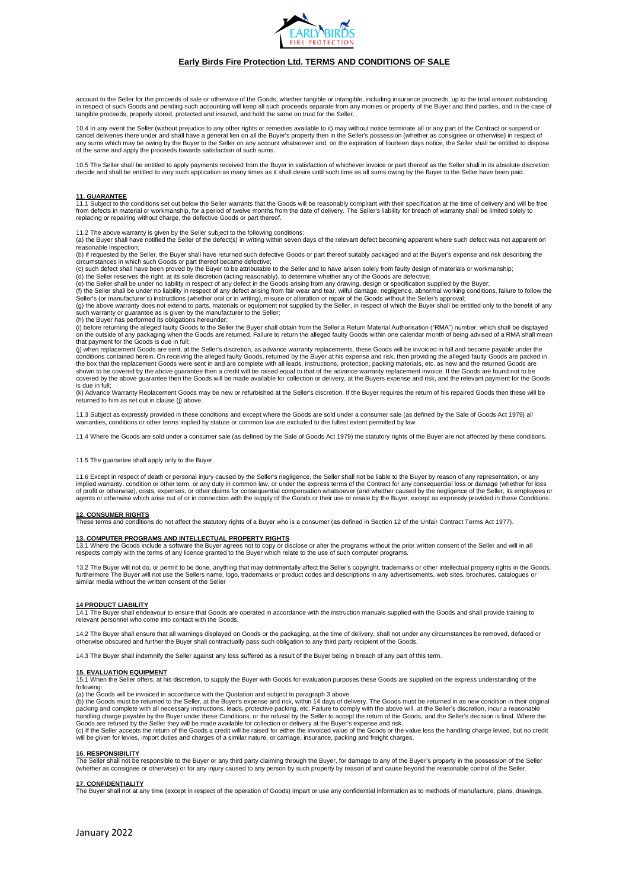account to the Seller for the proceeds of sale or otherwise of the Goods, whether tangible or intangible, including insurance proceeds, up to the total amount outstanding in respect of such Goods and pending such accounting will keep all such proceeds separate from any monies or property of the Buyer and third parties, and in the case of tangible proceeds, properly stored, protected and insured, and hold the same on trust for the Seller.

10.4 In any event the Seller (without prejudice to any other rights or remedies available to it) may without notice terminate all or any part of the Contract or suspend or cancel deliveries there under and shall have a general lien on all the Buyer's property then in the Seller's possession (whether as consignee or otherwise) in respect of any sums which may be owing by the Buyer to the Seller on any account whatsoever and, on the expiration of fourteen days notice, the Seller shall be entitled to dispose of the same and apply the proceeds towards satisfaction of such sums.

10.5 The Seller shall be entitled to apply payments received from the Buyer in satisfaction of whichever invoice or part thereof as the Seller shall in its absolute discretion decide and shall be entitled to vary such application as many times as it shall desire until such time as all sums owing by the Buyer to the Seller have been paid.

## 11. GUARANTEE

11.1 Subject to the conditions set out below the Seller warrants that the Goods will be reasonably compliant with their specification at the time of delivery and will be free from defects in material or workmanship, for a period of twelve months from the date of delivery. The Seller's liability for breach of warranty shall be limited solely to replacing or repairing without charge, the defective Goods or part thereof.

11.2 The above warranty is given by the Seller subject to the following conditions:

(a) the Buyer shall have notified the Seller of the defect(s) in writing within seven days of the relevant defect becoming apparent where such defect was not apparent on reasonable inspection;

(b) if requested by the Seller, the Buyer shall have returned such defective Goods or part thereof suitably packaged and at the Buyer's expense and risk describing the circumstances in which such Goods or part thereof became defective;

(c) such defect shall have been proved by the Buyer to be attributable to the Seller and to have arisen solely from faulty design of materials or workmanship;

(d) the Seller reserves the right, at its sole discretion (acting reasonably), to determine whether any of the Goods are defective;

(e) the Seller shall be under no liability in respect of any defect in the Goods arising from any drawing, design or specification supplied by the Buyer;

(f) the Seller shall be under no liability in respect of any defect arising from fair wear and tear, wilful damage, negligence, abnormal working conditions, failure to follow the Seller's (or manufacturer's) instructions (whether oral or in writing), misuse or alteration or repair of the Goods without the Seller's approval;

(g) the above warranty does not extend to parts, materials or equipment not supplied by the Seller, in respect of which the Buyer shall be entitled only to the benefit of any such warranty or guarantee as is given by the manufacturer to the Seller;

(h) the Buyer has performed its obligations hereunder;

(i) before returning the alleged faulty Goods to the Seller the Buyer shall obtain from the Seller a Return Material Authorisation ("RMA") number, which shall be displayed on the outside of any packaging when the Goods are returned. Failure to return the alleged faulty Goods within one calendar month of being advised of a RMA shall mean that payment for the Goods is due in full;

(j) when replacement Goods are sent, at the Seller's discretion, as advance warranty replacements, these Goods will be invoiced in full and become payable under the conditions contained herein. On receiving the alleged faulty Goods, returned by the Buyer at his expense and risk, then providing the alleged faulty Goods are packed in the box that the replacement Goods were sent in and are complete with all leads, instructions, protection, packing materials, etc. as new and the returned Goods are shown to be covered by the above guarantee then a credit will be raised equal to that of the advance warranty replacement invoice. If the Goods are found not to be covered by the above guarantee then the Goods will be made available for collection or delivery, at the Buyers expense and risk, and the relevant payment for the Goods is due in full;

(k) Advance Warranty Replacement Goods may be new or refurbished at the Seller's discretion. If the Buyer requires the return of his repaired Goods then these will be returned to him as set out in clause (j) above.

11.3 Subject as expressly provided in these conditions and except where the Goods are sold under a consumer sale (as defined by the Sale of Goods Act 1979) all warranties, conditions or other terms implied by statute or common law are excluded to the fullest extent permitted by law.

11.4 Where the Goods are sold under a consumer sale (as defined by the Sale of Goods Act 1979) the statutory rights of the Buyer are not affected by these conditions.

11.5 The guarantee shall apply only to the Buyer.

11.6 Except in respect of death or personal injury caused by the Seller's negligence, the Seller shall not be liable to the Buyer by reason of any representation, or any implied warranty, condition or other term, or any duty in common law, or under the express terms of the Contract for any consequential loss or damage (whether for loss of profit or otherwise), costs, expenses, or other claims for consequential compensation whatsoever (and whether caused by the negligence of the Seller, its employees or agents or otherwise which arise out of or in connection with the supply of the Goods or their use or resale by the Buyer, except as expressly provided in these Conditions.

## 12. CONSUMER RIGHTS

These terms and conditions do not affect the statutory rights of a Buyer who is a consumer (as defined in Section 12 of the Unfair Contract Terms Act 1977).

## 13. COMPUTER PROGRAMS AND INTELLECTUAL PROPERTY RIGHTS

13.1 Where the Goods include a software the Buyer agrees not to copy or disclose or alter the programs without the prior written consent of the Seller and will in all respects comply with the terms of any licence granted to the Buyer which relate to the use of such computer programs.

13.2 The Buyer will not do, or permit to be done, anything that may detrimentally affect the Seller's copyright, trademarks or other intellectual property rights in the Goods, furthermore The Buyer will not use the Sellers name, logo, trademarks or product codes and descriptions in any advertisements, web sites, brochures, catalogues or similar media without the written consent of the Seller

## 14 PRODUCT LIABILITY

14.1 The Buyer shall endeavour to ensure that Goods are operated in accordance with the instruction manuals supplied with the Goods and shall provide training to relevant personnel who come into contact with the Goods.

14.2 The Buyer shall ensure that all warnings displayed on Goods or the packaging, at the time of delivery, shall not under any circumstances be removed, defaced or otherwise obscured and further the Buyer shall contractually pass such obligation to any third party recipient of the Goods.

14.3 The Buyer shall indemnify the Seller against any loss suffered as a result of the Buyer being in breach of any part of this term.

## 15. EVALUATION EQUIPMENT

15.1 When the Seller offers, at his discretion, to supply the Buyer with Goods for evaluation purposes these Goods are supplied on the express understanding of the following:

(a) the Goods will be invoiced in accordance with the Quotation and subject to paragraph 3 above.

(b) the Goods must be returned to the Seller, at the Buyer's expense and risk, within 14 days of delivery. The Goods must be returned in as new condition in their original packing and complete with all necessary instructions, leads, protective packing, etc. Failure to comply with the above will, at the Seller's discretion, incur a reasonable handling charge payable by the Buyer under these Conditions, or the refusal by the Seller to accept the return of the Goods, and the Seller's decision is final. Where the Goods are refused by the Seller they will be made available for collection or delivery at the Buyer's expense and risk.

(c) If the Seller accepts the return of the Goods a credit will be raised for either the invoiced value of the Goods or the value less the handling charge levied, but no credit will be given for levies, import duties and charges of a similar nature, or carriage, insurance, packing and freight charges.

## 16. RESPONSIBILITY

The Seller shall not be responsible to the Buyer or any third party claiming through the Buyer, for damage to any of the Buyer's property in the possession of the Seller (whether as consignee or otherwise) or for any injury caused to any person by such property by reason of and cause beyond the reasonable control of the Seller.

## 17. CONFIDENTIALITY

The Buyer shall not at any time (except in respect of the operation of Goods) impart or use any confidential information as to methods of manufacture, plans, drawings,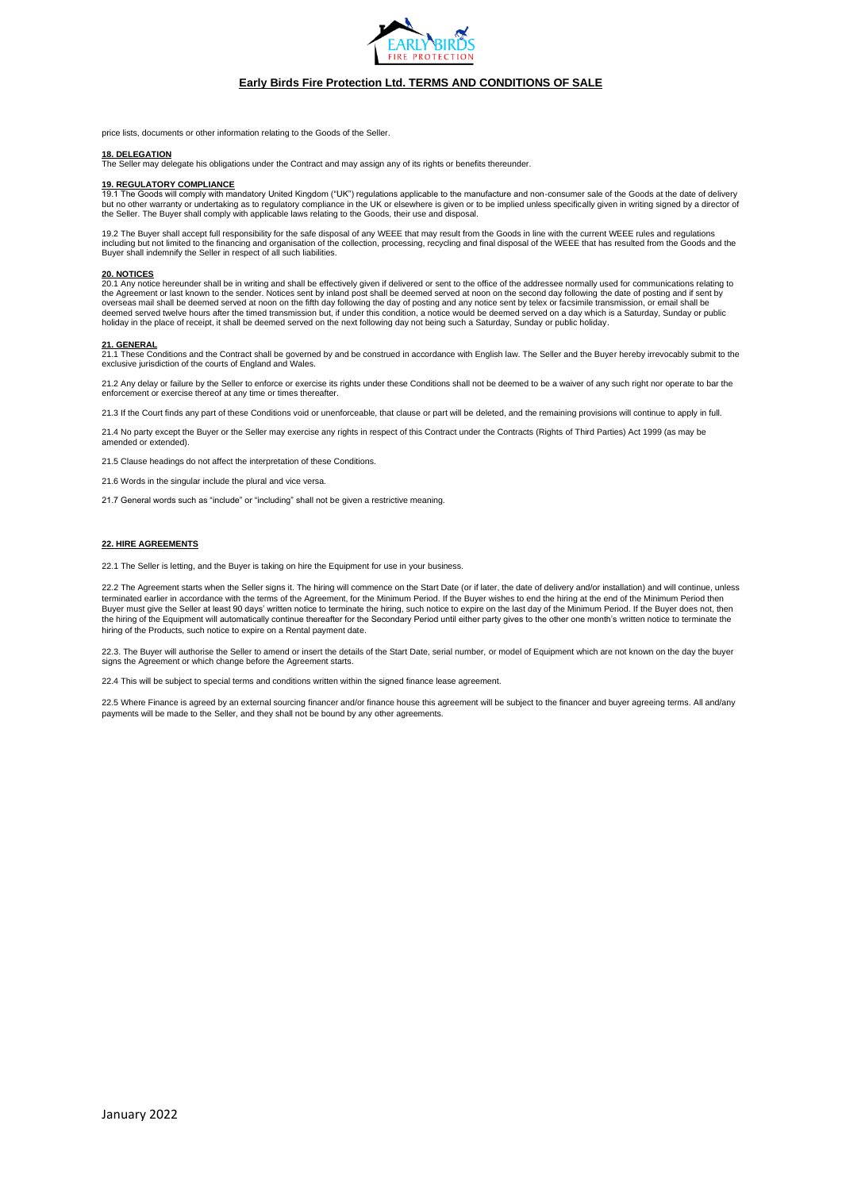price lists, documents or other information relating to the Goods of the Seller.

**18. DELEGATION**

The Seller may delegate his obligations under the Contract and may assign any of its rights or benefits thereunder.

**19. REGULATORY COMPLIANCE**

19.1 The Goods will comply with mandatory United Kingdom ("UK") regulations applicable to the manufacture and non-consumer sale of the Goods at the date of delivery but no other warranty or undertaking as to regulatory compliance in the UK or elsewhere is given or to be implied unless specifically given in writing signed by a director of the Seller. The Buyer shall comply with applicable laws relating to the Goods, their use and disposal.

19.2 The Buyer shall accept full responsibility for the safe disposal of any WEEE that may result from the Goods in line with the current WEEE rules and regulations including but not limited to the financing and organisation of the collection, processing, recycling and final disposal of the WEEE that has resulted from the Goods and the Buyer shall indemnify the Seller in respect of all such liabilities.

**20. NOTICES**

20.1 Any notice hereunder shall be in writing and shall be effectively given if delivered or sent to the office of the addressee normally used for communications relating to the Agreement or last known to the sender. Notices sent by inland post shall be deemed served at noon on the second day following the date of posting and if sent by overseas mail shall be deemed served at noon on the fifth day following the day of posting and any notice sent by telex or facsimile transmission, or email shall be deemed served twelve hours after the timed transmission but, if under this condition, a notice would be deemed served on a day which is a Saturday, Sunday or public holiday in the place of receipt, it shall be deemed served on the next following day not being such a Saturday, Sunday or public holiday.

**21. GENERAL**

21.1 These Conditions and the Contract shall be governed by and be construed in accordance with English law. The Seller and the Buyer hereby irrevocably submit to the exclusive jurisdiction of the courts of England and Wales.

21.2 Any delay or failure by the Seller to enforce or exercise its rights under these Conditions shall not be deemed to be a waiver of any such right nor operate to bar the enforcement or exercise thereof at any time or times thereafter.

21.3 If the Court finds any part of these Conditions void or unenforceable, that clause or part will be deleted, and the remaining provisions will continue to apply in full.

21.4 No party except the Buyer or the Seller may exercise any rights in respect of this Contract under the Contracts (Rights of Third Parties) Act 1999 (as may be amended or extended).

21.5 Clause headings do not affect the interpretation of these Conditions.

21.6 Words in the singular include the plural and vice versa.

21.7 General words such as "include" or "including" shall not be given a restrictive meaning.

**22. HIRE AGREEMENTS**

22.1 The Seller is letting, and the Buyer is taking on hire the Equipment for use in your business.

22.2 The Agreement starts when the Seller signs it. The hiring will commence on the Start Date (or if later, the date of delivery and/or installation) and will continue, unless terminated earlier in accordance with the terms of the Agreement, for the Minimum Period. If the Buyer wishes to end the hiring at the end of the Minimum Period then Buyer must give the Seller at least 90 days' written notice to terminate the hiring, such notice to expire on the last day of the Minimum Period. If the Buyer does not, then the hiring of the Equipment will automatically continue thereafter for the Secondary Period until either party gives to the other one month's written notice to terminate the hiring of the Products, such notice to expire on a Rental payment date.

22.3. The Buyer will authorise the Seller to amend or insert the details of the Start Date, serial number, or model of Equipment which are not known on the day the buyer signs the Agreement or which change before the Agreement starts.

22.4 This will be subject to special terms and conditions written within the signed finance lease agreement.

22.5 Where Finance is agreed by an external sourcing financer and/or finance house this agreement will be subject to the financer and buyer agreeing terms. All and/any payments will be made to the Seller, and they shall not be bound by any other agreements.